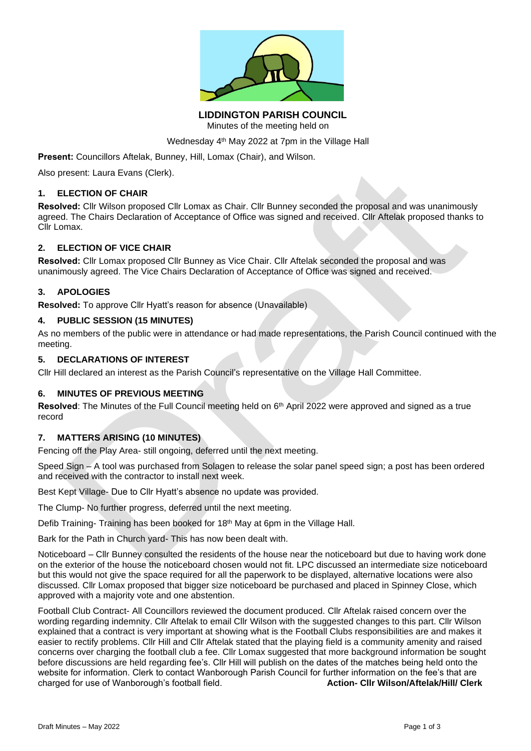# LIDDINGTON PARISH COUNCIL

Minutes of the meeting held on

Wednesday 4th May 2022 at 7pm in the Village Hall

**Present:** Councillors Aftelak, Bunney, Hill, Lomax (Chair), and Wilson.

Also present: Laura Evans (Clerk).

## 1. ELECTION OF CHAIR

**Resolved:** Cllr Wilson proposed Cllr Lomax as Chair. Cllr Bunney seconded the proposal and was unanimously agreed. The Chairs Declaration of Acceptance of Office was signed and received. Cllr Aftelak proposed thanks to Cllr Lomax.

## 2. ELECTION OF VICE CHAIR

**Resolved:** Cllr Lomax proposed Cllr Bunney as Vice Chair. Cllr Aftelak seconded the proposal and was unanimously agreed. The Vice Chairs Declaration of Acceptance of Office was signed and received.

## 3. APOLOGIES

**Resolved:** To approve Cllr Hyatt's reason for absence (Unavailable)

## 4. PUBLIC SESSION (15 MINUTES)

As no members of the public were in attendance or had made representations, the Parish Council continued with the meeting.

## 5. DECLARATIONS OF INTEREST

Cllr Hill declared an interest as the Parish Council's representative on the Village Hall Committee.

## 6. MINUTES OF PREVIOUS MEETING

**Resolved**: The Minutes of the Full Council meeting held on 6th April 2022 were approved and signed as a true record

## 7. MATTERS ARISING (10 MINUTES)

Fencing off the Play Area- still ongoing, deferred until the next meeting.

Speed Sign – A tool was purchased from Solagen to release the solar panel speed sign; a post has been ordered and received with the contractor to install next week.

Best Kept Village- Due to Cllr Hyatt's absence no update was provided.

The Clump- No further progress, deferred until the next meeting.

Defib Training- Training has been booked for 18th May at 6pm in the Village Hall.

Bark for the Path in Church yard- This has now been dealt with.

Noticeboard – Cllr Bunney consulted the residents of the house near the noticeboard but due to having work done on the exterior of the house the noticeboard chosen would not fit. LPC discussed an intermediate size noticeboard but this would not give the space required for all the paperwork to be displayed, alternative locations were also discussed. Cllr Lomax proposed that bigger size noticeboard be purchased and placed in Spinney Close, which approved with a majority vote and one abstention.

Football Club Contract- All Councillors reviewed the document produced. Cllr Aftelak raised concern over the wording regarding indemnity. Cllr Aftelak to email Cllr Wilson with the suggested changes to this part. Cllr Wilson explained that a contract is very important at showing what is the Football Clubs responsibilities are and makes it easier to rectify problems. Cllr Hill and Cllr Aftelak stated that the playing field is a community amenity and raised concerns over charging the football club a fee. Cllr Lomax suggested that more background information be sought before discussions are held regarding fee's. Cllr Hill will publish on the dates of the matches being held onto the website for information. Clerk to contact Wanborough Parish Council for further information on the fee's that are charged for use of Wanborough's football field. **Action- Cllr Wilson/Aftelak/Hill/ Clerk**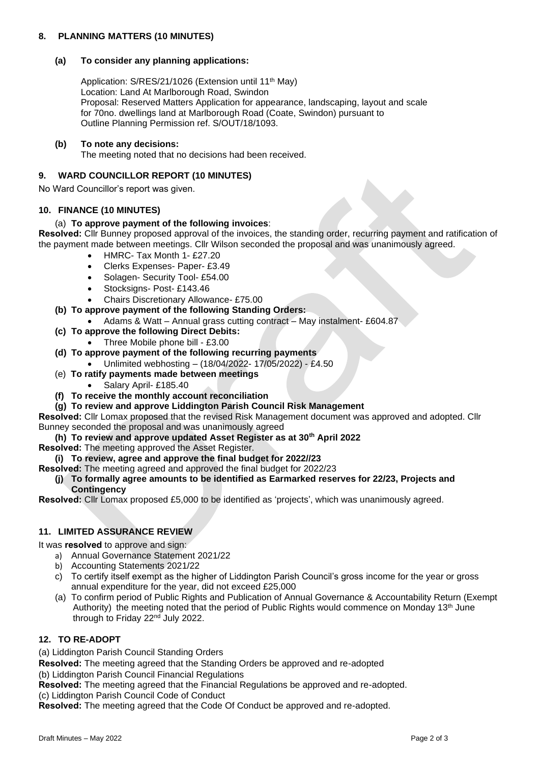## 8. PLANNING MATTERS (10 MINUTES)

### (a) To consider any planning applications:

Application: S/RES/21/1026 (Extension until 11th May)
Location: Land At Marlborough Road, Swindon
Proposal: Reserved Matters Application for appearance, landscaping, layout and scale for 70no. dwellings land at Marlborough Road (Coate, Swindon) pursuant to Outline Planning Permission ref. S/OUT/18/1093.

### (b) To note any decisions:

The meeting noted that no decisions had been received.

## 9. WARD COUNCILLOR REPORT (10 MINUTES)

No Ward Councillor's report was given.

## 10. FINANCE (10 MINUTES)

(a) **To approve payment of the following invoices**:

**Resolved:** Cllr Bunney proposed approval of the invoices, the standing order, recurring payment and ratification of the payment made between meetings. Cllr Wilson seconded the proposal and was unanimously agreed.

- HMRC- Tax Month 1- £27.20
- Clerks Expenses- Paper- £3.49
- Solagen- Security Tool- £54.00
- Stocksigns- Post- £143.46
- Chairs Discretionary Allowance- £75.00

**(b) To approve payment of the following Standing Orders:**

- Adams & Watt – Annual grass cutting contract – May instalment- £604.87

**(c) To approve the following Direct Debits:**

- Three Mobile phone bill - £3.00

**(d) To approve payment of the following recurring payments**

- Unlimited webhosting – (18/04/2022- 17/05/2022) - £4.50

(e) **To ratify payments made between meetings**

- Salary April- £185.40

**(f) To receive the monthly account reconciliation**

**(g) To review and approve Liddington Parish Council Risk Management**

**Resolved:** Cllr Lomax proposed that the revised Risk Management document was approved and adopted. Cllr Bunney seconded the proposal and was unanimously agreed

**(h) To review and approve updated Asset Register as at 30th April 2022**

**Resolved:** The meeting approved the Asset Register.

**(i) To review, agree and approve the final budget for 2022//23**

**Resolved:** The meeting agreed and approved the final budget for 2022/23

**(j) To formally agree amounts to be identified as Earmarked reserves for 22/23, Projects and Contingency**

**Resolved:** Cllr Lomax proposed £5,000 to be identified as 'projects', which was unanimously agreed.

## 11. LIMITED ASSURANCE REVIEW

It was **resolved** to approve and sign:

a) Annual Governance Statement 2021/22
b) Accounting Statements 2021/22
c) To certify itself exempt as the higher of Liddington Parish Council's gross income for the year or gross annual expenditure for the year, did not exceed £25,000
(a) To confirm period of Public Rights and Publication of Annual Governance & Accountability Return (Exempt Authority) the meeting noted that the period of Public Rights would commence on Monday 13th June through to Friday 22nd July 2022.

## 12. TO RE-ADOPT

(a) Liddington Parish Council Standing Orders

**Resolved:** The meeting agreed that the Standing Orders be approved and re-adopted

(b) Liddington Parish Council Financial Regulations

**Resolved:** The meeting agreed that the Financial Regulations be approved and re-adopted.

(c) Liddington Parish Council Code of Conduct

**Resolved:** The meeting agreed that the Code Of Conduct be approved and re-adopted.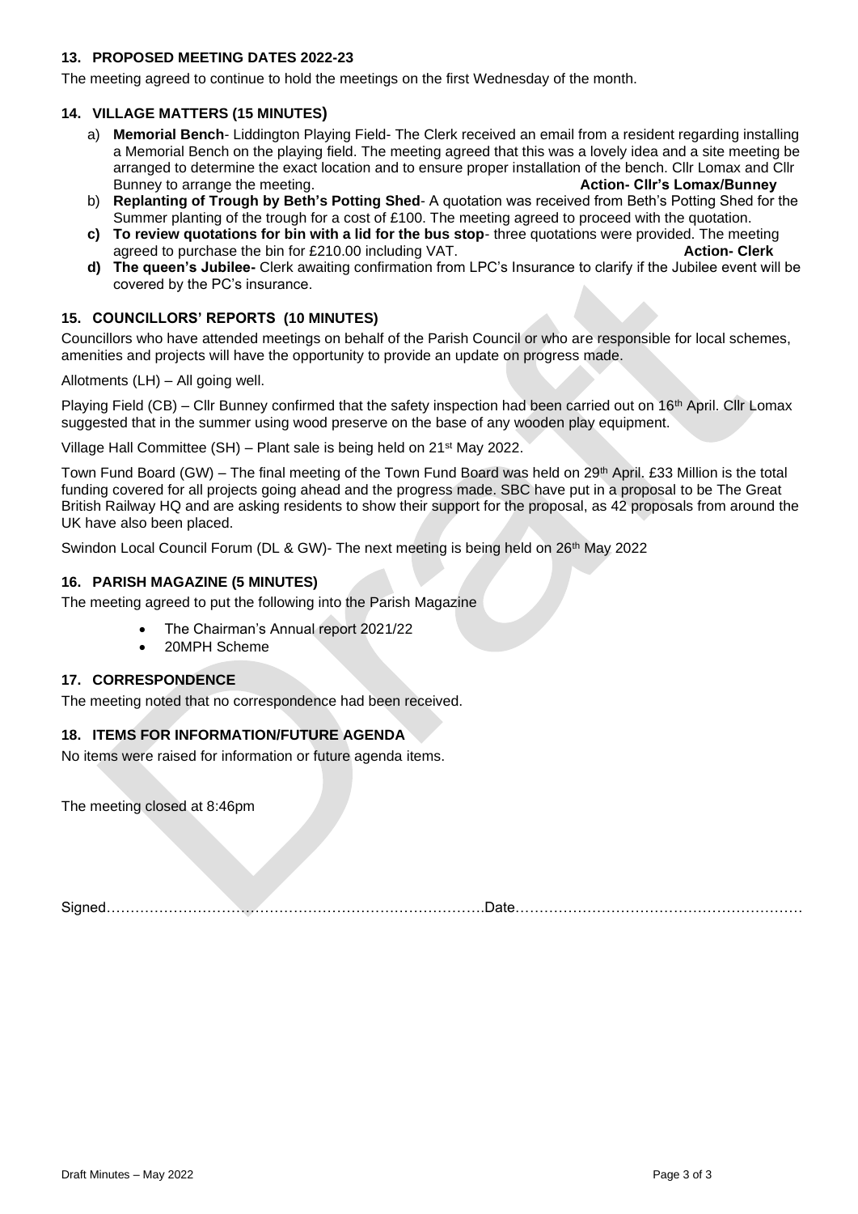## 13. PROPOSED MEETING DATES 2022-23

The meeting agreed to continue to hold the meetings on the first Wednesday of the month.

## 14. VILLAGE MATTERS (15 MINUTES)

a) **Memorial Bench**- Liddington Playing Field- The Clerk received an email from a resident regarding installing a Memorial Bench on the playing field. The meeting agreed that this was a lovely idea and a site meeting be arranged to determine the exact location and to ensure proper installation of the bench. Cllr Lomax and Cllr Bunney to arrange the meeting. **Action- Cllr's Lomax/Bunney**

b) **Replanting of Trough by Beth's Potting Shed**- A quotation was received from Beth's Potting Shed for the Summer planting of the trough for a cost of £100. The meeting agreed to proceed with the quotation.

c) **To review quotations for bin with a lid for the bus stop**- three quotations were provided. The meeting agreed to purchase the bin for £210.00 including VAT. **Action- Clerk**

d) **The queen's Jubilee-** Clerk awaiting confirmation from LPC's Insurance to clarify if the Jubilee event will be covered by the PC's insurance.

## 15. COUNCILLORS' REPORTS (10 MINUTES)

Councillors who have attended meetings on behalf of the Parish Council or who are responsible for local schemes, amenities and projects will have the opportunity to provide an update on progress made.

Allotments (LH) – All going well.

Playing Field (CB) – Cllr Bunney confirmed that the safety inspection had been carried out on 16th April. Cllr Lomax suggested that in the summer using wood preserve on the base of any wooden play equipment.

Village Hall Committee (SH) – Plant sale is being held on 21st May 2022.

Town Fund Board (GW) – The final meeting of the Town Fund Board was held on 29th April. £33 Million is the total funding covered for all projects going ahead and the progress made. SBC have put in a proposal to be The Great British Railway HQ and are asking residents to show their support for the proposal, as 42 proposals from around the UK have also been placed.

Swindon Local Council Forum (DL & GW)- The next meeting is being held on 26th May 2022

## 16. PARISH MAGAZINE (5 MINUTES)

The meeting agreed to put the following into the Parish Magazine

- The Chairman's Annual report 2021/22
- 20MPH Scheme

## 17. CORRESPONDENCE

The meeting noted that no correspondence had been received.

## 18. ITEMS FOR INFORMATION/FUTURE AGENDA

No items were raised for information or future agenda items.

The meeting closed at 8:46pm

Signed……………………………………………………………………….Date……………………………………………………